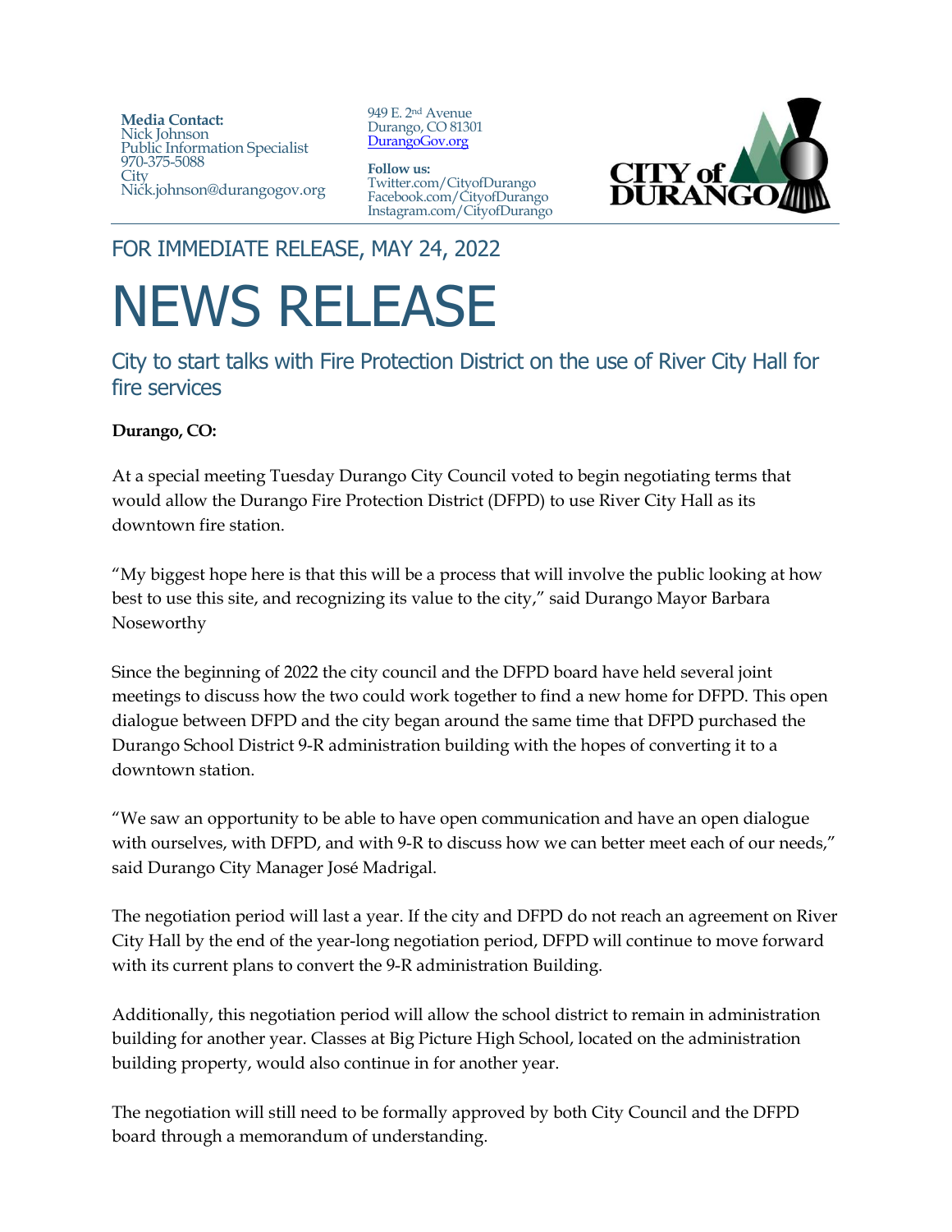**Media Contact:**
Nick Johnson
Public Information Specialist
970-375-5088
City
Nick.johnson@durangogov.org

949 E. 2nd Avenue
Durango, CO 81301
DurangoGov.org

**Follow us:**
Twitter.com/CityofDurango
Facebook.com/CityofDurango
Instagram.com/CityofDurango

CITY of DURANGO

FOR IMMEDIATE RELEASE, MAY 24, 2022

# NEWS RELEASE

## City to start talks with Fire Protection District on the use of River City Hall for fire services

**Durango, CO:**

At a special meeting Tuesday Durango City Council voted to begin negotiating terms that would allow the Durango Fire Protection District (DFPD) to use River City Hall as its downtown fire station.

"My biggest hope here is that this will be a process that will involve the public looking at how best to use this site, and recognizing its value to the city," said Durango Mayor Barbara Noseworthy

Since the beginning of 2022 the city council and the DFPD board have held several joint meetings to discuss how the two could work together to find a new home for DFPD. This open dialogue between DFPD and the city began around the same time that DFPD purchased the Durango School District 9-R administration building with the hopes of converting it to a downtown station.

"We saw an opportunity to be able to have open communication and have an open dialogue with ourselves, with DFPD, and with 9-R to discuss how we can better meet each of our needs," said Durango City Manager José Madrigal.

The negotiation period will last a year. If the city and DFPD do not reach an agreement on River City Hall by the end of the year-long negotiation period, DFPD will continue to move forward with its current plans to convert the 9-R administration Building.

Additionally, this negotiation period will allow the school district to remain in administration building for another year. Classes at Big Picture High School, located on the administration building property, would also continue in for another year.

The negotiation will still need to be formally approved by both City Council and the DFPD board through a memorandum of understanding.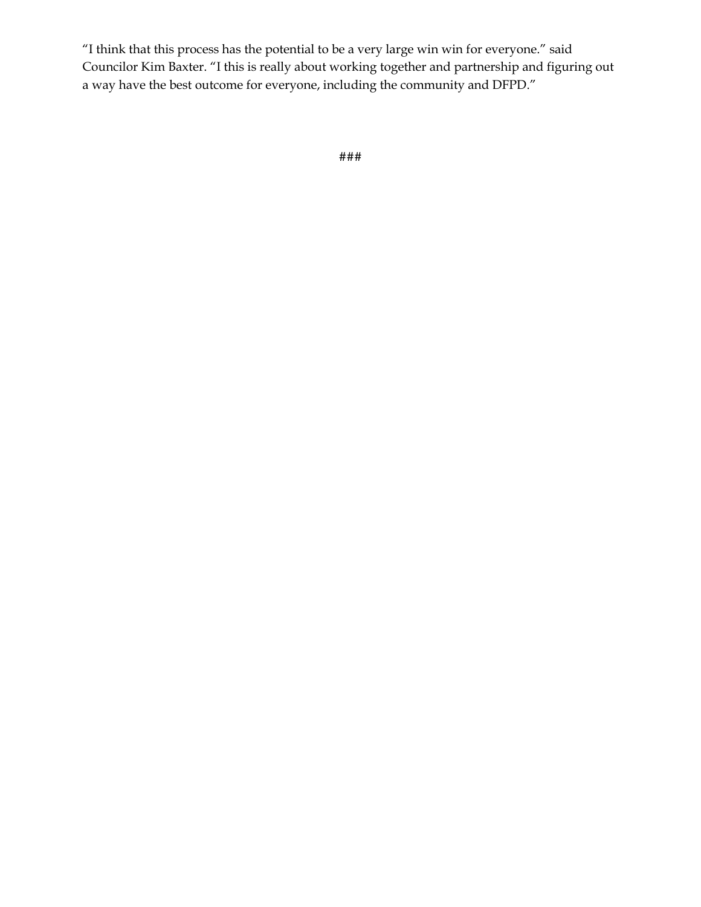"I think that this process has the potential to be a very large win win for everyone." said Councilor Kim Baxter. "I this is really about working together and partnership and figuring out a way have the best outcome for everyone, including the community and DFPD."

###